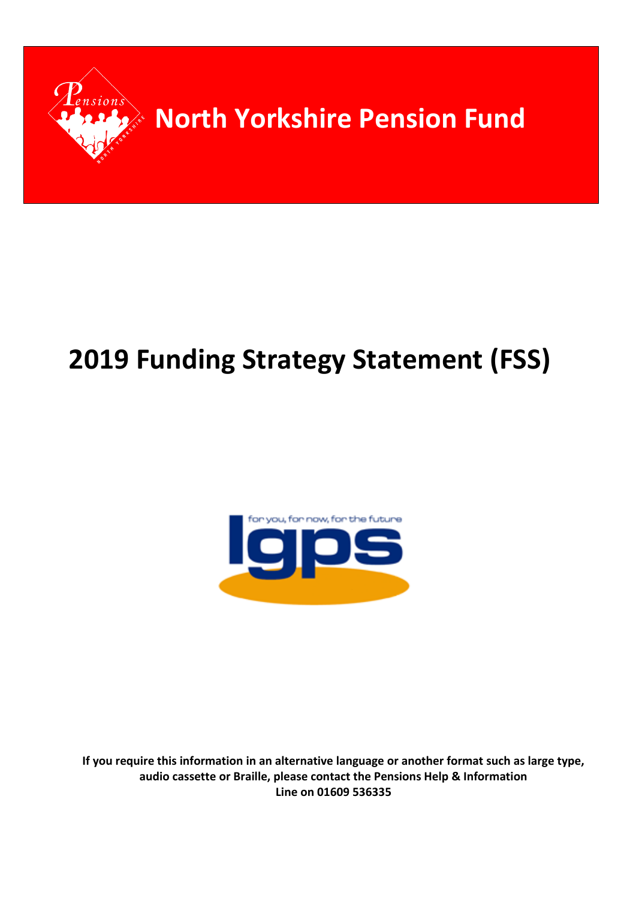# North Yorkshire Pension Fund

# 2019 Funding Strategy Statement (FSS)

**If you require this information in an alternative language or another format such as large type, audio cassette or Braille, please contact the Pensions Help & Information Line on 01609 536335**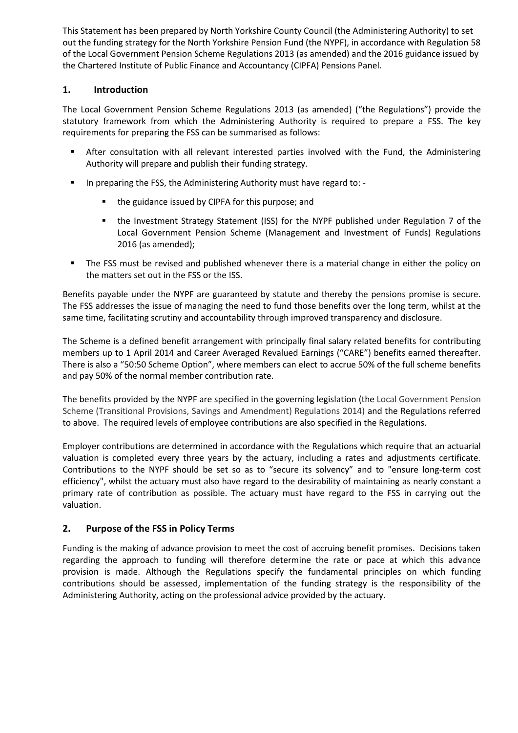This Statement has been prepared by North Yorkshire County Council (the Administering Authority) to set out the funding strategy for the North Yorkshire Pension Fund (the NYPF), in accordance with Regulation 58 of the Local Government Pension Scheme Regulations 2013 (as amended) and the 2016 guidance issued by the Chartered Institute of Public Finance and Accountancy (CIPFA) Pensions Panel.

## 1. Introduction

The Local Government Pension Scheme Regulations 2013 (as amended) ("the Regulations") provide the statutory framework from which the Administering Authority is required to prepare a FSS. The key requirements for preparing the FSS can be summarised as follows:

- After consultation with all relevant interested parties involved with the Fund, the Administering Authority will prepare and publish their funding strategy.
- In preparing the FSS, the Administering Authority must have regard to: -
  - the guidance issued by CIPFA for this purpose; and
  - the Investment Strategy Statement (ISS) for the NYPF published under Regulation 7 of the Local Government Pension Scheme (Management and Investment of Funds) Regulations 2016 (as amended);
- The FSS must be revised and published whenever there is a material change in either the policy on the matters set out in the FSS or the ISS.

Benefits payable under the NYPF are guaranteed by statute and thereby the pensions promise is secure. The FSS addresses the issue of managing the need to fund those benefits over the long term, whilst at the same time, facilitating scrutiny and accountability through improved transparency and disclosure.

The Scheme is a defined benefit arrangement with principally final salary related benefits for contributing members up to 1 April 2014 and Career Averaged Revalued Earnings ("CARE") benefits earned thereafter. There is also a "50:50 Scheme Option", where members can elect to accrue 50% of the full scheme benefits and pay 50% of the normal member contribution rate.

The benefits provided by the NYPF are specified in the governing legislation (the Local Government Pension Scheme (Transitional Provisions, Savings and Amendment) Regulations 2014) and the Regulations referred to above. The required levels of employee contributions are also specified in the Regulations.

Employer contributions are determined in accordance with the Regulations which require that an actuarial valuation is completed every three years by the actuary, including a rates and adjustments certificate. Contributions to the NYPF should be set so as to "secure its solvency" and to "ensure long-term cost efficiency", whilst the actuary must also have regard to the desirability of maintaining as nearly constant a primary rate of contribution as possible. The actuary must have regard to the FSS in carrying out the valuation.

## 2. Purpose of the FSS in Policy Terms

Funding is the making of advance provision to meet the cost of accruing benefit promises. Decisions taken regarding the approach to funding will therefore determine the rate or pace at which this advance provision is made. Although the Regulations specify the fundamental principles on which funding contributions should be assessed, implementation of the funding strategy is the responsibility of the Administering Authority, acting on the professional advice provided by the actuary.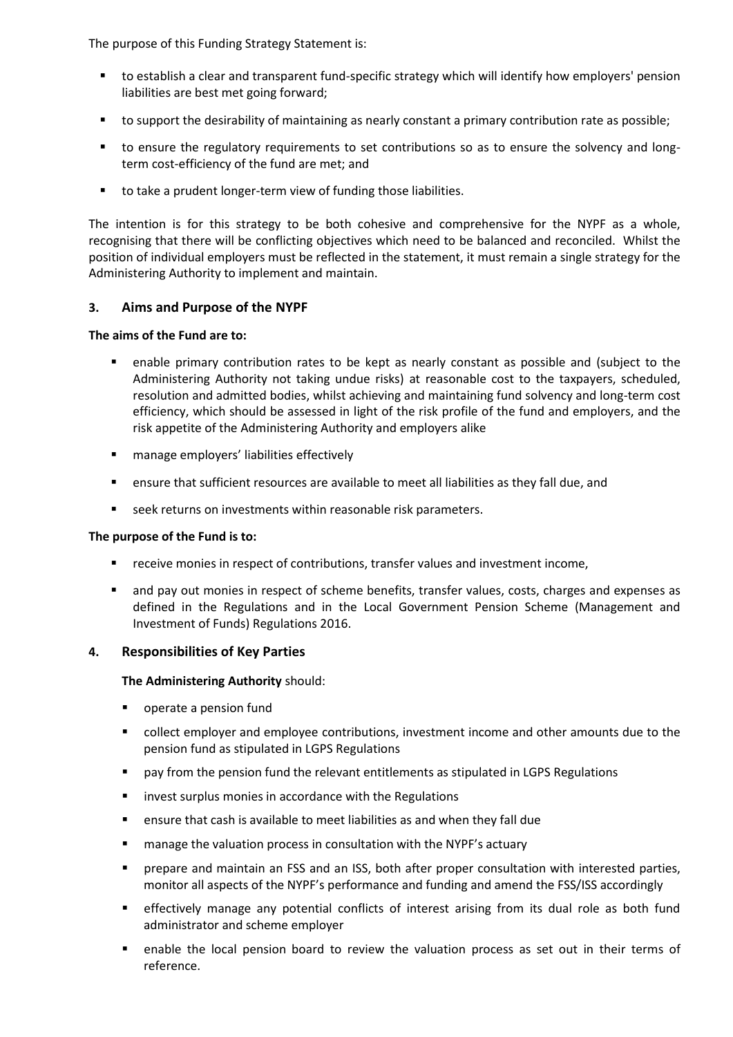The purpose of this Funding Strategy Statement is:

- to establish a clear and transparent fund-specific strategy which will identify how employers' pension liabilities are best met going forward;
- to support the desirability of maintaining as nearly constant a primary contribution rate as possible;
- to ensure the regulatory requirements to set contributions so as to ensure the solvency and long-term cost-efficiency of the fund are met; and
- to take a prudent longer-term view of funding those liabilities.

The intention is for this strategy to be both cohesive and comprehensive for the NYPF as a whole, recognising that there will be conflicting objectives which need to be balanced and reconciled. Whilst the position of individual employers must be reflected in the statement, it must remain a single strategy for the Administering Authority to implement and maintain.

## 3. Aims and Purpose of the NYPF

**The aims of the Fund are to:**

- enable primary contribution rates to be kept as nearly constant as possible and (subject to the Administering Authority not taking undue risks) at reasonable cost to the taxpayers, scheduled, resolution and admitted bodies, whilst achieving and maintaining fund solvency and long-term cost efficiency, which should be assessed in light of the risk profile of the fund and employers, and the risk appetite of the Administering Authority and employers alike
- manage employers' liabilities effectively
- ensure that sufficient resources are available to meet all liabilities as they fall due, and
- seek returns on investments within reasonable risk parameters.

**The purpose of the Fund is to:**

- receive monies in respect of contributions, transfer values and investment income,
- and pay out monies in respect of scheme benefits, transfer values, costs, charges and expenses as defined in the Regulations and in the Local Government Pension Scheme (Management and Investment of Funds) Regulations 2016.

## 4. Responsibilities of Key Parties

**The Administering Authority** should:

- operate a pension fund
- collect employer and employee contributions, investment income and other amounts due to the pension fund as stipulated in LGPS Regulations
- pay from the pension fund the relevant entitlements as stipulated in LGPS Regulations
- invest surplus monies in accordance with the Regulations
- ensure that cash is available to meet liabilities as and when they fall due
- manage the valuation process in consultation with the NYPF's actuary
- prepare and maintain an FSS and an ISS, both after proper consultation with interested parties, monitor all aspects of the NYPF's performance and funding and amend the FSS/ISS accordingly
- effectively manage any potential conflicts of interest arising from its dual role as both fund administrator and scheme employer
- enable the local pension board to review the valuation process as set out in their terms of reference.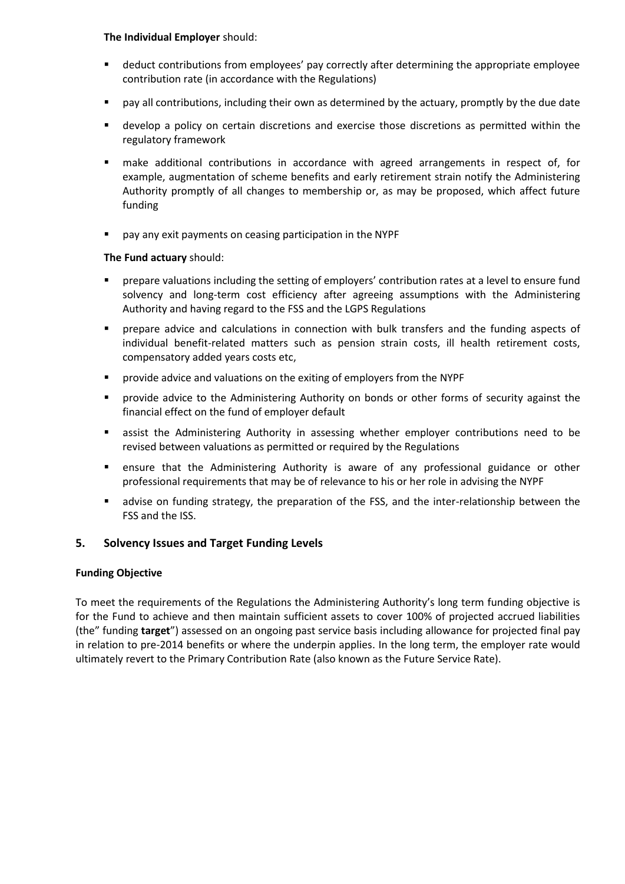**The Individual Employer** should:

- deduct contributions from employees' pay correctly after determining the appropriate employee contribution rate (in accordance with the Regulations)
- pay all contributions, including their own as determined by the actuary, promptly by the due date
- develop a policy on certain discretions and exercise those discretions as permitted within the regulatory framework
- make additional contributions in accordance with agreed arrangements in respect of, for example, augmentation of scheme benefits and early retirement strain notify the Administering Authority promptly of all changes to membership or, as may be proposed, which affect future funding
- pay any exit payments on ceasing participation in the NYPF

**The Fund actuary** should:

- prepare valuations including the setting of employers' contribution rates at a level to ensure fund solvency and long-term cost efficiency after agreeing assumptions with the Administering Authority and having regard to the FSS and the LGPS Regulations
- prepare advice and calculations in connection with bulk transfers and the funding aspects of individual benefit-related matters such as pension strain costs, ill health retirement costs, compensatory added years costs etc,
- provide advice and valuations on the exiting of employers from the NYPF
- provide advice to the Administering Authority on bonds or other forms of security against the financial effect on the fund of employer default
- assist the Administering Authority in assessing whether employer contributions need to be revised between valuations as permitted or required by the Regulations
- ensure that the Administering Authority is aware of any professional guidance or other professional requirements that may be of relevance to his or her role in advising the NYPF
- advise on funding strategy, the preparation of the FSS, and the inter-relationship between the FSS and the ISS.

## 5. Solvency Issues and Target Funding Levels

**Funding Objective**

To meet the requirements of the Regulations the Administering Authority's long term funding objective is for the Fund to achieve and then maintain sufficient assets to cover 100% of projected accrued liabilities (the" funding **target**") assessed on an ongoing past service basis including allowance for projected final pay in relation to pre-2014 benefits or where the underpin applies. In the long term, the employer rate would ultimately revert to the Primary Contribution Rate (also known as the Future Service Rate).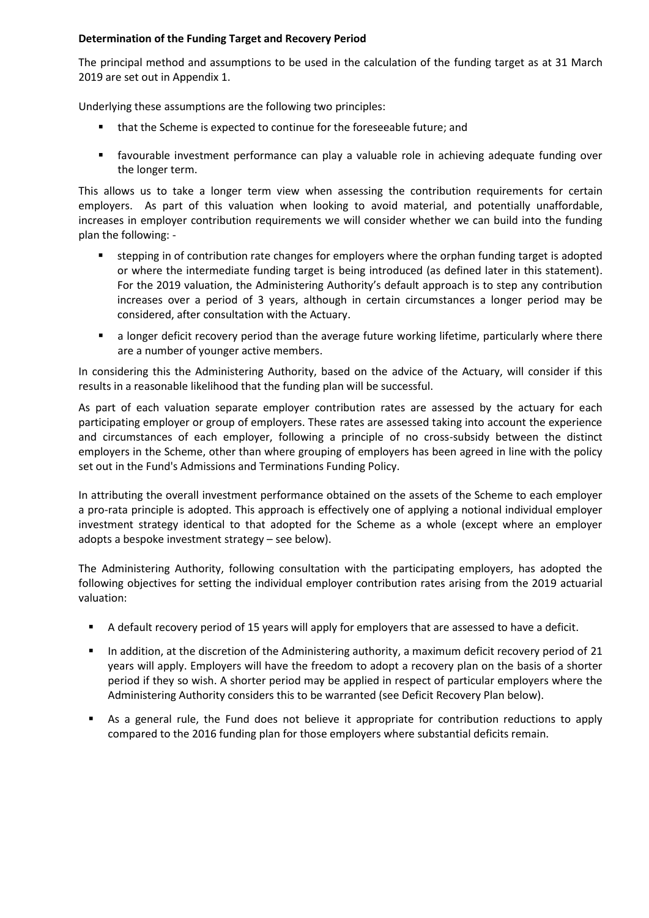**Determination of the Funding Target and Recovery Period**

The principal method and assumptions to be used in the calculation of the funding target as at 31 March 2019 are set out in Appendix 1.

Underlying these assumptions are the following two principles:

- that the Scheme is expected to continue for the foreseeable future; and
- favourable investment performance can play a valuable role in achieving adequate funding over the longer term.

This allows us to take a longer term view when assessing the contribution requirements for certain employers. As part of this valuation when looking to avoid material, and potentially unaffordable, increases in employer contribution requirements we will consider whether we can build into the funding plan the following: -

- stepping in of contribution rate changes for employers where the orphan funding target is adopted or where the intermediate funding target is being introduced (as defined later in this statement). For the 2019 valuation, the Administering Authority's default approach is to step any contribution increases over a period of 3 years, although in certain circumstances a longer period may be considered, after consultation with the Actuary.
- a longer deficit recovery period than the average future working lifetime, particularly where there are a number of younger active members.

In considering this the Administering Authority, based on the advice of the Actuary, will consider if this results in a reasonable likelihood that the funding plan will be successful.

As part of each valuation separate employer contribution rates are assessed by the actuary for each participating employer or group of employers. These rates are assessed taking into account the experience and circumstances of each employer, following a principle of no cross-subsidy between the distinct employers in the Scheme, other than where grouping of employers has been agreed in line with the policy set out in the Fund's Admissions and Terminations Funding Policy.

In attributing the overall investment performance obtained on the assets of the Scheme to each employer a pro-rata principle is adopted. This approach is effectively one of applying a notional individual employer investment strategy identical to that adopted for the Scheme as a whole (except where an employer adopts a bespoke investment strategy – see below).

The Administering Authority, following consultation with the participating employers, has adopted the following objectives for setting the individual employer contribution rates arising from the 2019 actuarial valuation:

- A default recovery period of 15 years will apply for employers that are assessed to have a deficit.
- In addition, at the discretion of the Administering authority, a maximum deficit recovery period of 21 years will apply. Employers will have the freedom to adopt a recovery plan on the basis of a shorter period if they so wish. A shorter period may be applied in respect of particular employers where the Administering Authority considers this to be warranted (see Deficit Recovery Plan below).
- As a general rule, the Fund does not believe it appropriate for contribution reductions to apply compared to the 2016 funding plan for those employers where substantial deficits remain.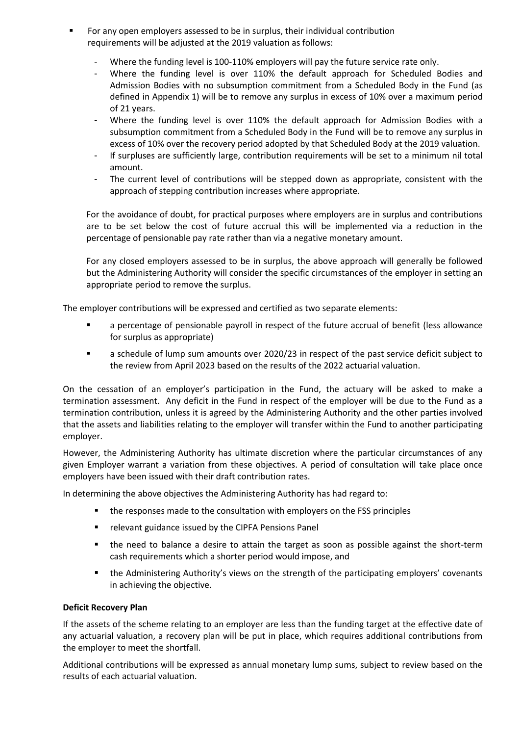- For any open employers assessed to be in surplus, their individual contribution requirements will be adjusted at the 2019 valuation as follows:
  - Where the funding level is 100-110% employers will pay the future service rate only.
  - Where the funding level is over 110% the default approach for Scheduled Bodies and Admission Bodies with no subsumption commitment from a Scheduled Body in the Fund (as defined in Appendix 1) will be to remove any surplus in excess of 10% over a maximum period of 21 years.
  - Where the funding level is over 110% the default approach for Admission Bodies with a subsumption commitment from a Scheduled Body in the Fund will be to remove any surplus in excess of 10% over the recovery period adopted by that Scheduled Body at the 2019 valuation.
  - If surpluses are sufficiently large, contribution requirements will be set to a minimum nil total amount.
  - The current level of contributions will be stepped down as appropriate, consistent with the approach of stepping contribution increases where appropriate.

  For the avoidance of doubt, for practical purposes where employers are in surplus and contributions are to be set below the cost of future accrual this will be implemented via a reduction in the percentage of pensionable pay rate rather than via a negative monetary amount.

  For any closed employers assessed to be in surplus, the above approach will generally be followed but the Administering Authority will consider the specific circumstances of the employer in setting an appropriate period to remove the surplus.

The employer contributions will be expressed and certified as two separate elements:

- a percentage of pensionable payroll in respect of the future accrual of benefit (less allowance for surplus as appropriate)
- a schedule of lump sum amounts over 2020/23 in respect of the past service deficit subject to the review from April 2023 based on the results of the 2022 actuarial valuation.

On the cessation of an employer's participation in the Fund, the actuary will be asked to make a termination assessment. Any deficit in the Fund in respect of the employer will be due to the Fund as a termination contribution, unless it is agreed by the Administering Authority and the other parties involved that the assets and liabilities relating to the employer will transfer within the Fund to another participating employer.

However, the Administering Authority has ultimate discretion where the particular circumstances of any given Employer warrant a variation from these objectives. A period of consultation will take place once employers have been issued with their draft contribution rates.

In determining the above objectives the Administering Authority has had regard to:

- the responses made to the consultation with employers on the FSS principles
- relevant guidance issued by the CIPFA Pensions Panel
- the need to balance a desire to attain the target as soon as possible against the short-term cash requirements which a shorter period would impose, and
- the Administering Authority's views on the strength of the participating employers' covenants in achieving the objective.

**Deficit Recovery Plan**

If the assets of the scheme relating to an employer are less than the funding target at the effective date of any actuarial valuation, a recovery plan will be put in place, which requires additional contributions from the employer to meet the shortfall.

Additional contributions will be expressed as annual monetary lump sums, subject to review based on the results of each actuarial valuation.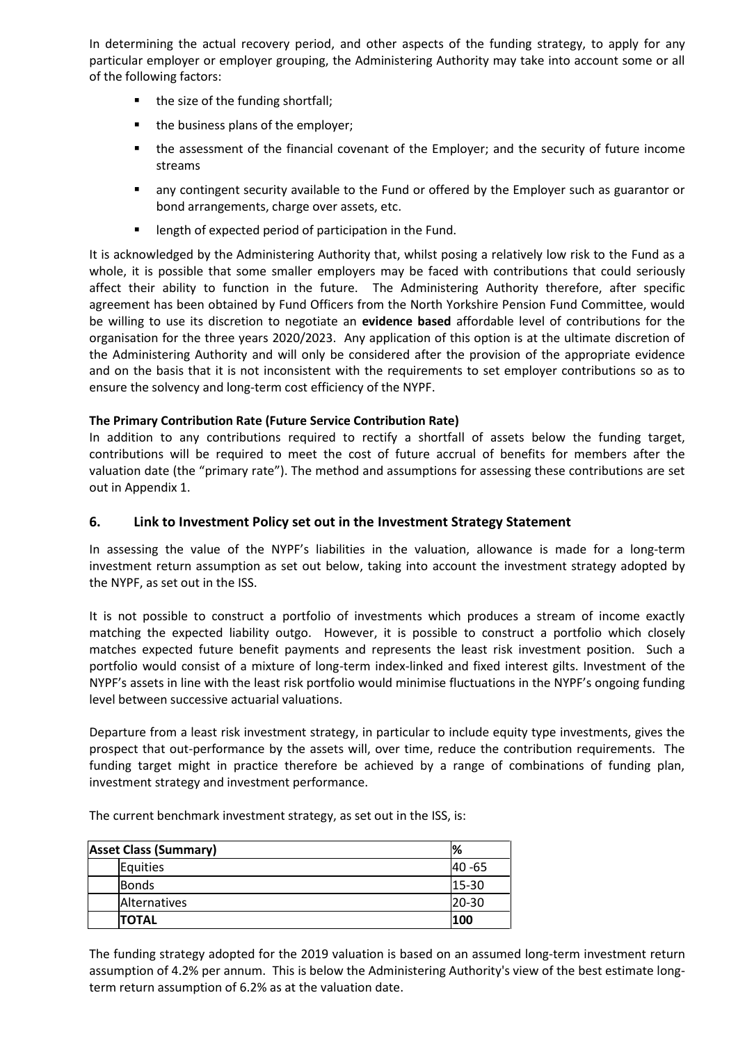In determining the actual recovery period, and other aspects of the funding strategy, to apply for any particular employer or employer grouping, the Administering Authority may take into account some or all of the following factors:

- the size of the funding shortfall;
- the business plans of the employer;
- the assessment of the financial covenant of the Employer; and the security of future income streams
- any contingent security available to the Fund or offered by the Employer such as guarantor or bond arrangements, charge over assets, etc.
- length of expected period of participation in the Fund.

It is acknowledged by the Administering Authority that, whilst posing a relatively low risk to the Fund as a whole, it is possible that some smaller employers may be faced with contributions that could seriously affect their ability to function in the future. The Administering Authority therefore, after specific agreement has been obtained by Fund Officers from the North Yorkshire Pension Fund Committee, would be willing to use its discretion to negotiate an **evidence based** affordable level of contributions for the organisation for the three years 2020/2023. Any application of this option is at the ultimate discretion of the Administering Authority and will only be considered after the provision of the appropriate evidence and on the basis that it is not inconsistent with the requirements to set employer contributions so as to ensure the solvency and long-term cost efficiency of the NYPF.

**The Primary Contribution Rate (Future Service Contribution Rate)**

In addition to any contributions required to rectify a shortfall of assets below the funding target, contributions will be required to meet the cost of future accrual of benefits for members after the valuation date (the "primary rate"). The method and assumptions for assessing these contributions are set out in Appendix 1.

## 6. Link to Investment Policy set out in the Investment Strategy Statement

In assessing the value of the NYPF's liabilities in the valuation, allowance is made for a long-term investment return assumption as set out below, taking into account the investment strategy adopted by the NYPF, as set out in the ISS.

It is not possible to construct a portfolio of investments which produces a stream of income exactly matching the expected liability outgo. However, it is possible to construct a portfolio which closely matches expected future benefit payments and represents the least risk investment position. Such a portfolio would consist of a mixture of long-term index-linked and fixed interest gilts. Investment of the NYPF's assets in line with the least risk portfolio would minimise fluctuations in the NYPF's ongoing funding level between successive actuarial valuations.

Departure from a least risk investment strategy, in particular to include equity type investments, gives the prospect that out-performance by the assets will, over time, reduce the contribution requirements. The funding target might in practice therefore be achieved by a range of combinations of funding plan, investment strategy and investment performance.

The current benchmark investment strategy, as set out in the ISS, is:

| Asset Class (Summary) | % |
|---|---|
| Equities | 40 -65 |
| Bonds | 15-30 |
| Alternatives | 20-30 |
| **TOTAL** | **100** |

The funding strategy adopted for the 2019 valuation is based on an assumed long-term investment return assumption of 4.2% per annum. This is below the Administering Authority's view of the best estimate long-term return assumption of 6.2% as at the valuation date.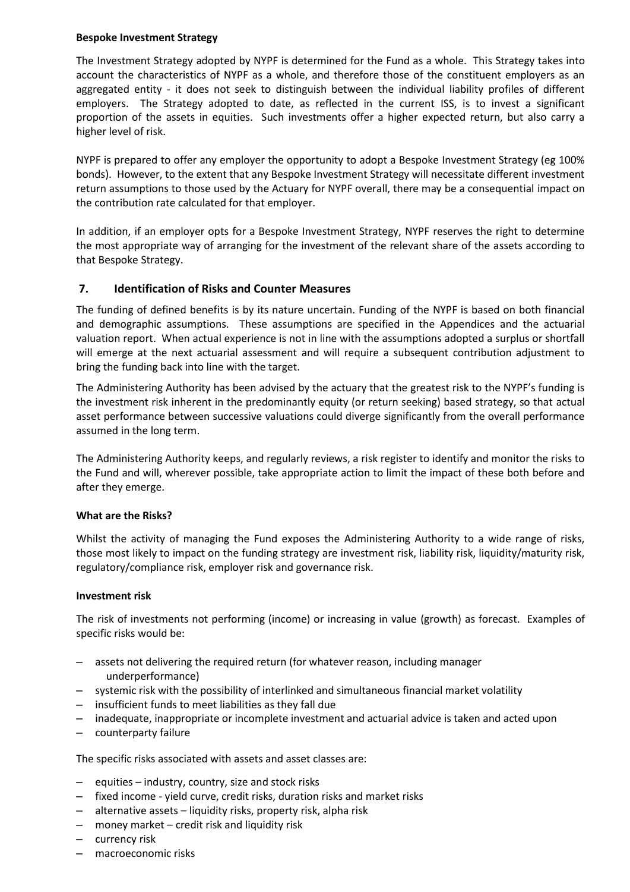**Bespoke Investment Strategy**

The Investment Strategy adopted by NYPF is determined for the Fund as a whole. This Strategy takes into account the characteristics of NYPF as a whole, and therefore those of the constituent employers as an aggregated entity - it does not seek to distinguish between the individual liability profiles of different employers. The Strategy adopted to date, as reflected in the current ISS, is to invest a significant proportion of the assets in equities. Such investments offer a higher expected return, but also carry a higher level of risk.

NYPF is prepared to offer any employer the opportunity to adopt a Bespoke Investment Strategy (eg 100% bonds). However, to the extent that any Bespoke Investment Strategy will necessitate different investment return assumptions to those used by the Actuary for NYPF overall, there may be a consequential impact on the contribution rate calculated for that employer.

In addition, if an employer opts for a Bespoke Investment Strategy, NYPF reserves the right to determine the most appropriate way of arranging for the investment of the relevant share of the assets according to that Bespoke Strategy.

## 7. Identification of Risks and Counter Measures

The funding of defined benefits is by its nature uncertain. Funding of the NYPF is based on both financial and demographic assumptions. These assumptions are specified in the Appendices and the actuarial valuation report. When actual experience is not in line with the assumptions adopted a surplus or shortfall will emerge at the next actuarial assessment and will require a subsequent contribution adjustment to bring the funding back into line with the target.

The Administering Authority has been advised by the actuary that the greatest risk to the NYPF's funding is the investment risk inherent in the predominantly equity (or return seeking) based strategy, so that actual asset performance between successive valuations could diverge significantly from the overall performance assumed in the long term.

The Administering Authority keeps, and regularly reviews, a risk register to identify and monitor the risks to the Fund and will, wherever possible, take appropriate action to limit the impact of these both before and after they emerge.

**What are the Risks?**

Whilst the activity of managing the Fund exposes the Administering Authority to a wide range of risks, those most likely to impact on the funding strategy are investment risk, liability risk, liquidity/maturity risk, regulatory/compliance risk, employer risk and governance risk.

**Investment risk**

The risk of investments not performing (income) or increasing in value (growth) as forecast. Examples of specific risks would be:

- assets not delivering the required return (for whatever reason, including manager underperformance)
- systemic risk with the possibility of interlinked and simultaneous financial market volatility
- insufficient funds to meet liabilities as they fall due
- inadequate, inappropriate or incomplete investment and actuarial advice is taken and acted upon
- counterparty failure

The specific risks associated with assets and asset classes are:

- equities – industry, country, size and stock risks
- fixed income - yield curve, credit risks, duration risks and market risks
- alternative assets – liquidity risks, property risk, alpha risk
- money market – credit risk and liquidity risk
- currency risk
- macroeconomic risks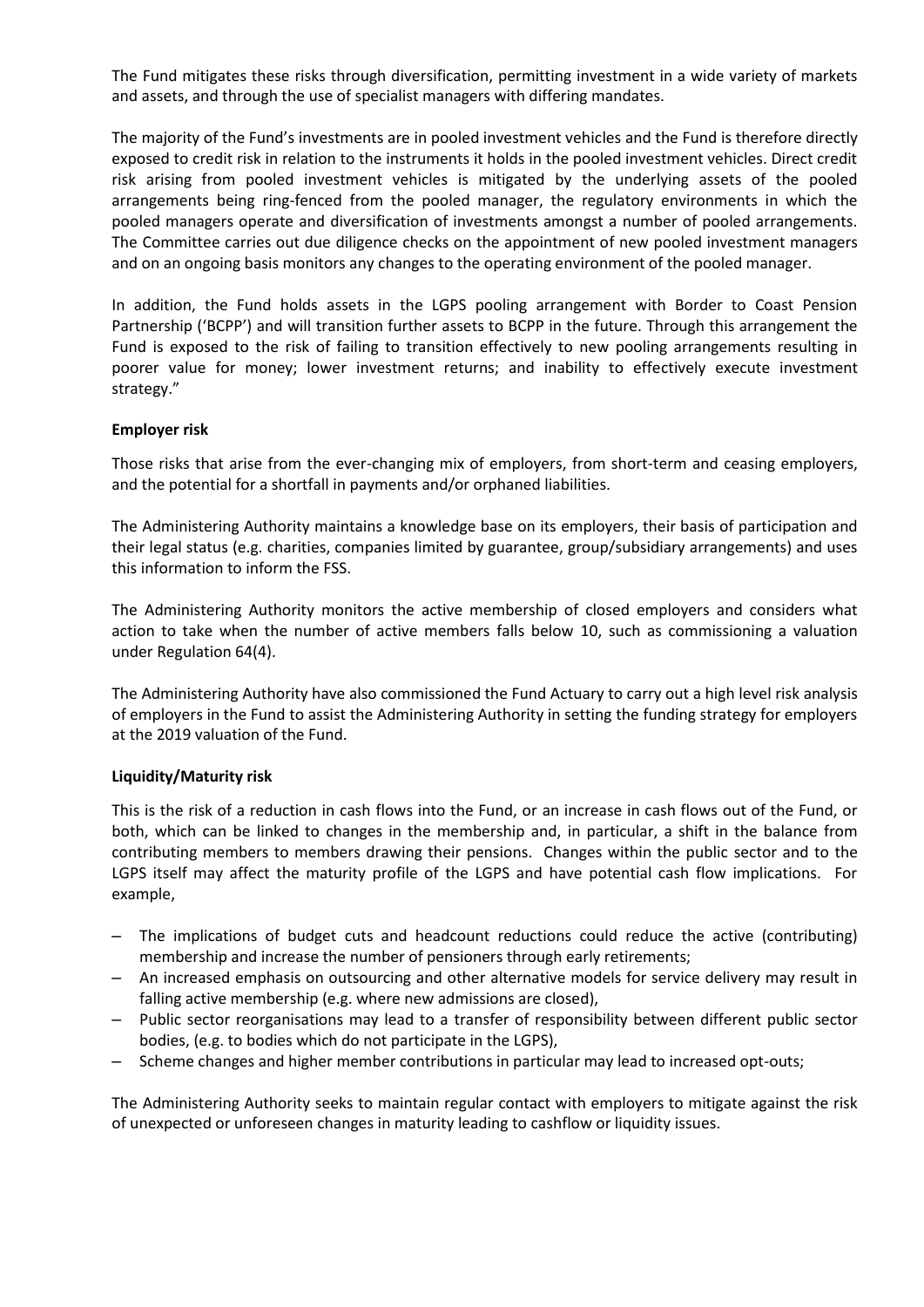The Fund mitigates these risks through diversification, permitting investment in a wide variety of markets and assets, and through the use of specialist managers with differing mandates.

The majority of the Fund's investments are in pooled investment vehicles and the Fund is therefore directly exposed to credit risk in relation to the instruments it holds in the pooled investment vehicles. Direct credit risk arising from pooled investment vehicles is mitigated by the underlying assets of the pooled arrangements being ring-fenced from the pooled manager, the regulatory environments in which the pooled managers operate and diversification of investments amongst a number of pooled arrangements. The Committee carries out due diligence checks on the appointment of new pooled investment managers and on an ongoing basis monitors any changes to the operating environment of the pooled manager.

In addition, the Fund holds assets in the LGPS pooling arrangement with Border to Coast Pension Partnership ('BCPP') and will transition further assets to BCPP in the future. Through this arrangement the Fund is exposed to the risk of failing to transition effectively to new pooling arrangements resulting in poorer value for money; lower investment returns; and inability to effectively execute investment strategy."

**Employer risk**

Those risks that arise from the ever-changing mix of employers, from short-term and ceasing employers, and the potential for a shortfall in payments and/or orphaned liabilities.

The Administering Authority maintains a knowledge base on its employers, their basis of participation and their legal status (e.g. charities, companies limited by guarantee, group/subsidiary arrangements) and uses this information to inform the FSS.

The Administering Authority monitors the active membership of closed employers and considers what action to take when the number of active members falls below 10, such as commissioning a valuation under Regulation 64(4).

The Administering Authority have also commissioned the Fund Actuary to carry out a high level risk analysis of employers in the Fund to assist the Administering Authority in setting the funding strategy for employers at the 2019 valuation of the Fund.

**Liquidity/Maturity risk**

This is the risk of a reduction in cash flows into the Fund, or an increase in cash flows out of the Fund, or both, which can be linked to changes in the membership and, in particular, a shift in the balance from contributing members to members drawing their pensions. Changes within the public sector and to the LGPS itself may affect the maturity profile of the LGPS and have potential cash flow implications. For example,

- The implications of budget cuts and headcount reductions could reduce the active (contributing) membership and increase the number of pensioners through early retirements;
- An increased emphasis on outsourcing and other alternative models for service delivery may result in falling active membership (e.g. where new admissions are closed),
- Public sector reorganisations may lead to a transfer of responsibility between different public sector bodies, (e.g. to bodies which do not participate in the LGPS),
- Scheme changes and higher member contributions in particular may lead to increased opt-outs;

The Administering Authority seeks to maintain regular contact with employers to mitigate against the risk of unexpected or unforeseen changes in maturity leading to cashflow or liquidity issues.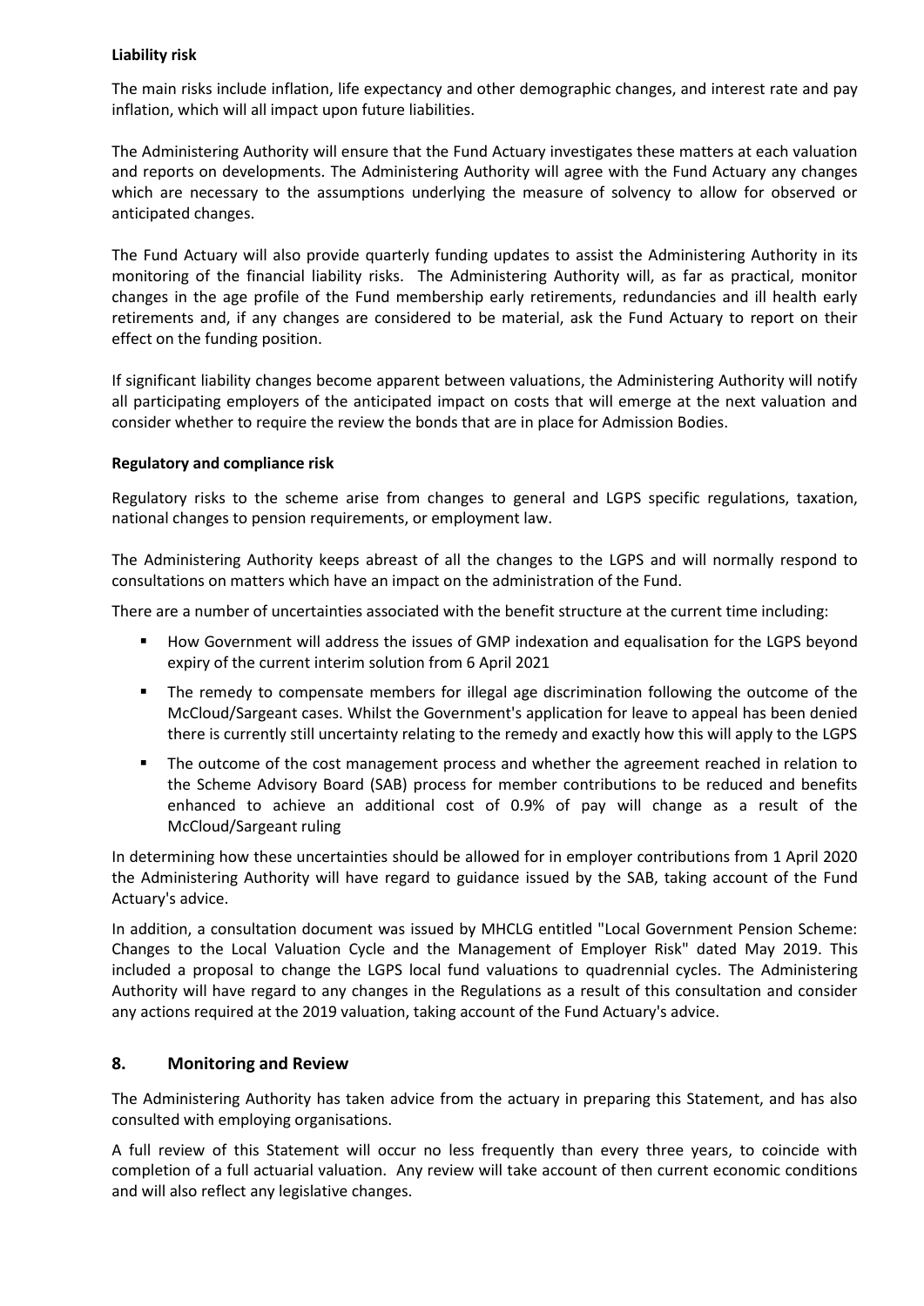**Liability risk**

The main risks include inflation, life expectancy and other demographic changes, and interest rate and pay inflation, which will all impact upon future liabilities.

The Administering Authority will ensure that the Fund Actuary investigates these matters at each valuation and reports on developments. The Administering Authority will agree with the Fund Actuary any changes which are necessary to the assumptions underlying the measure of solvency to allow for observed or anticipated changes.

The Fund Actuary will also provide quarterly funding updates to assist the Administering Authority in its monitoring of the financial liability risks. The Administering Authority will, as far as practical, monitor changes in the age profile of the Fund membership early retirements, redundancies and ill health early retirements and, if any changes are considered to be material, ask the Fund Actuary to report on their effect on the funding position.

If significant liability changes become apparent between valuations, the Administering Authority will notify all participating employers of the anticipated impact on costs that will emerge at the next valuation and consider whether to require the review the bonds that are in place for Admission Bodies.

**Regulatory and compliance risk**

Regulatory risks to the scheme arise from changes to general and LGPS specific regulations, taxation, national changes to pension requirements, or employment law.

The Administering Authority keeps abreast of all the changes to the LGPS and will normally respond to consultations on matters which have an impact on the administration of the Fund.

There are a number of uncertainties associated with the benefit structure at the current time including:

- How Government will address the issues of GMP indexation and equalisation for the LGPS beyond expiry of the current interim solution from 6 April 2021
- The remedy to compensate members for illegal age discrimination following the outcome of the McCloud/Sargeant cases. Whilst the Government's application for leave to appeal has been denied there is currently still uncertainty relating to the remedy and exactly how this will apply to the LGPS
- The outcome of the cost management process and whether the agreement reached in relation to the Scheme Advisory Board (SAB) process for member contributions to be reduced and benefits enhanced to achieve an additional cost of 0.9% of pay will change as a result of the McCloud/Sargeant ruling

In determining how these uncertainties should be allowed for in employer contributions from 1 April 2020 the Administering Authority will have regard to guidance issued by the SAB, taking account of the Fund Actuary's advice.

In addition, a consultation document was issued by MHCLG entitled "Local Government Pension Scheme: Changes to the Local Valuation Cycle and the Management of Employer Risk" dated May 2019. This included a proposal to change the LGPS local fund valuations to quadrennial cycles. The Administering Authority will have regard to any changes in the Regulations as a result of this consultation and consider any actions required at the 2019 valuation, taking account of the Fund Actuary's advice.

## 8. Monitoring and Review

The Administering Authority has taken advice from the actuary in preparing this Statement, and has also consulted with employing organisations.

A full review of this Statement will occur no less frequently than every three years, to coincide with completion of a full actuarial valuation. Any review will take account of then current economic conditions and will also reflect any legislative changes.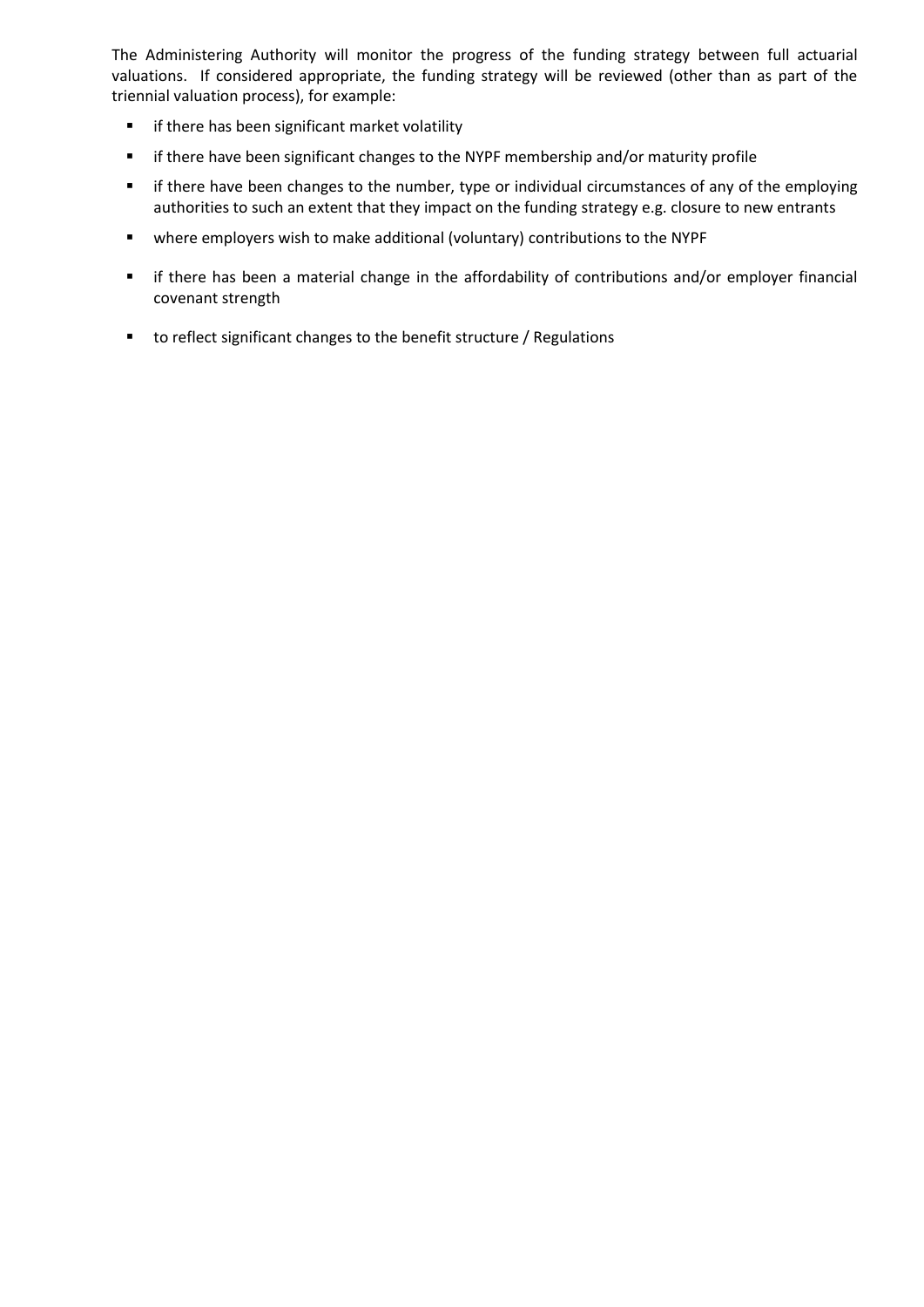The Administering Authority will monitor the progress of the funding strategy between full actuarial valuations. If considered appropriate, the funding strategy will be reviewed (other than as part of the triennial valuation process), for example:

- if there has been significant market volatility
- if there have been significant changes to the NYPF membership and/or maturity profile
- if there have been changes to the number, type or individual circumstances of any of the employing authorities to such an extent that they impact on the funding strategy e.g. closure to new entrants
- where employers wish to make additional (voluntary) contributions to the NYPF
- if there has been a material change in the affordability of contributions and/or employer financial covenant strength
- to reflect significant changes to the benefit structure / Regulations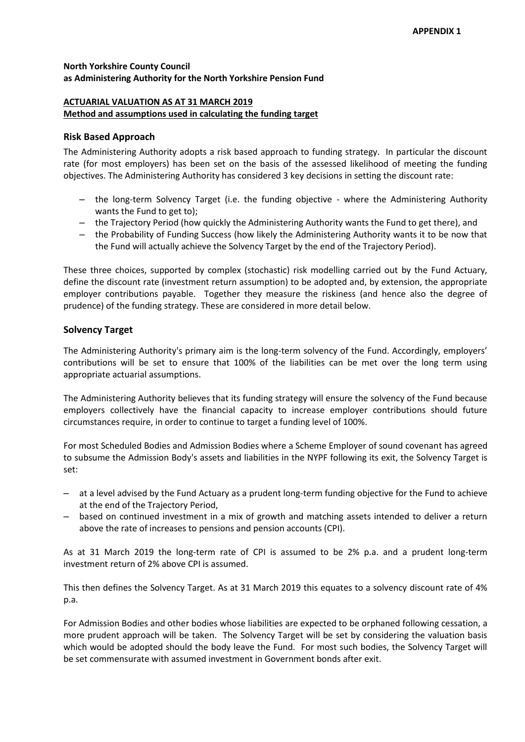**APPENDIX 1**

**North Yorkshire County Council**
**as Administering Authority for the North Yorkshire Pension Fund**

**ACTUARIAL VALUATION AS AT 31 MARCH 2019**
**Method and assumptions used in calculating the funding target**

## Risk Based Approach

The Administering Authority adopts a risk based approach to funding strategy. In particular the discount rate (for most employers) has been set on the basis of the assessed likelihood of meeting the funding objectives. The Administering Authority has considered 3 key decisions in setting the discount rate:

- the long-term Solvency Target (i.e. the funding objective - where the Administering Authority wants the Fund to get to);
- the Trajectory Period (how quickly the Administering Authority wants the Fund to get there), and
- the Probability of Funding Success (how likely the Administering Authority wants it to be now that the Fund will actually achieve the Solvency Target by the end of the Trajectory Period).

These three choices, supported by complex (stochastic) risk modelling carried out by the Fund Actuary, define the discount rate (investment return assumption) to be adopted and, by extension, the appropriate employer contributions payable. Together they measure the riskiness (and hence also the degree of prudence) of the funding strategy. These are considered in more detail below.

## Solvency Target

The Administering Authority's primary aim is the long-term solvency of the Fund. Accordingly, employers' contributions will be set to ensure that 100% of the liabilities can be met over the long term using appropriate actuarial assumptions.

The Administering Authority believes that its funding strategy will ensure the solvency of the Fund because employers collectively have the financial capacity to increase employer contributions should future circumstances require, in order to continue to target a funding level of 100%.

For most Scheduled Bodies and Admission Bodies where a Scheme Employer of sound covenant has agreed to subsume the Admission Body's assets and liabilities in the NYPF following its exit, the Solvency Target is set:

- at a level advised by the Fund Actuary as a prudent long-term funding objective for the Fund to achieve at the end of the Trajectory Period,
- based on continued investment in a mix of growth and matching assets intended to deliver a return above the rate of increases to pensions and pension accounts (CPI).

As at 31 March 2019 the long-term rate of CPI is assumed to be 2% p.a. and a prudent long-term investment return of 2% above CPI is assumed.

This then defines the Solvency Target. As at 31 March 2019 this equates to a solvency discount rate of 4% p.a.

For Admission Bodies and other bodies whose liabilities are expected to be orphaned following cessation, a more prudent approach will be taken. The Solvency Target will be set by considering the valuation basis which would be adopted should the body leave the Fund. For most such bodies, the Solvency Target will be set commensurate with assumed investment in Government bonds after exit.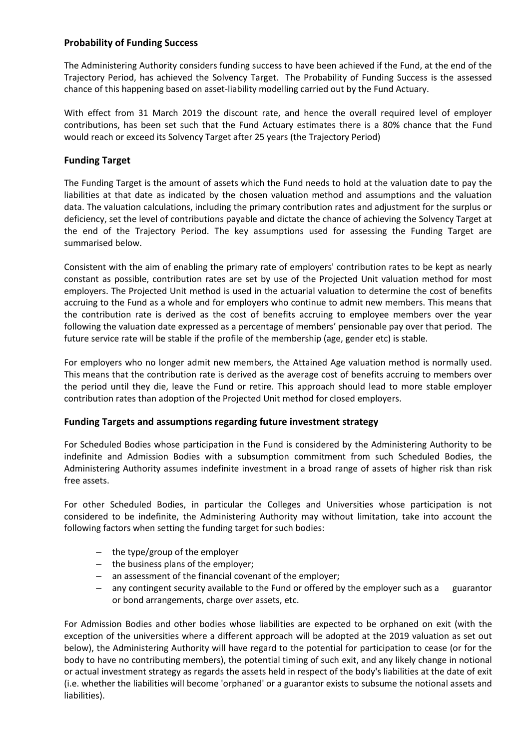## Probability of Funding Success

The Administering Authority considers funding success to have been achieved if the Fund, at the end of the Trajectory Period, has achieved the Solvency Target. The Probability of Funding Success is the assessed chance of this happening based on asset-liability modelling carried out by the Fund Actuary.

With effect from 31 March 2019 the discount rate, and hence the overall required level of employer contributions, has been set such that the Fund Actuary estimates there is a 80% chance that the Fund would reach or exceed its Solvency Target after 25 years (the Trajectory Period)

## Funding Target

The Funding Target is the amount of assets which the Fund needs to hold at the valuation date to pay the liabilities at that date as indicated by the chosen valuation method and assumptions and the valuation data. The valuation calculations, including the primary contribution rates and adjustment for the surplus or deficiency, set the level of contributions payable and dictate the chance of achieving the Solvency Target at the end of the Trajectory Period. The key assumptions used for assessing the Funding Target are summarised below.

Consistent with the aim of enabling the primary rate of employers' contribution rates to be kept as nearly constant as possible, contribution rates are set by use of the Projected Unit valuation method for most employers. The Projected Unit method is used in the actuarial valuation to determine the cost of benefits accruing to the Fund as a whole and for employers who continue to admit new members. This means that the contribution rate is derived as the cost of benefits accruing to employee members over the year following the valuation date expressed as a percentage of members' pensionable pay over that period. The future service rate will be stable if the profile of the membership (age, gender etc) is stable.

For employers who no longer admit new members, the Attained Age valuation method is normally used. This means that the contribution rate is derived as the average cost of benefits accruing to members over the period until they die, leave the Fund or retire. This approach should lead to more stable employer contribution rates than adoption of the Projected Unit method for closed employers.

## Funding Targets and assumptions regarding future investment strategy

For Scheduled Bodies whose participation in the Fund is considered by the Administering Authority to be indefinite and Admission Bodies with a subsumption commitment from such Scheduled Bodies, the Administering Authority assumes indefinite investment in a broad range of assets of higher risk than risk free assets.

For other Scheduled Bodies, in particular the Colleges and Universities whose participation is not considered to be indefinite, the Administering Authority may without limitation, take into account the following factors when setting the funding target for such bodies:

- the type/group of the employer
- the business plans of the employer;
- an assessment of the financial covenant of the employer;
- any contingent security available to the Fund or offered by the employer such as a guarantor or bond arrangements, charge over assets, etc.

For Admission Bodies and other bodies whose liabilities are expected to be orphaned on exit (with the exception of the universities where a different approach will be adopted at the 2019 valuation as set out below), the Administering Authority will have regard to the potential for participation to cease (or for the body to have no contributing members), the potential timing of such exit, and any likely change in notional or actual investment strategy as regards the assets held in respect of the body's liabilities at the date of exit (i.e. whether the liabilities will become 'orphaned' or a guarantor exists to subsume the notional assets and liabilities).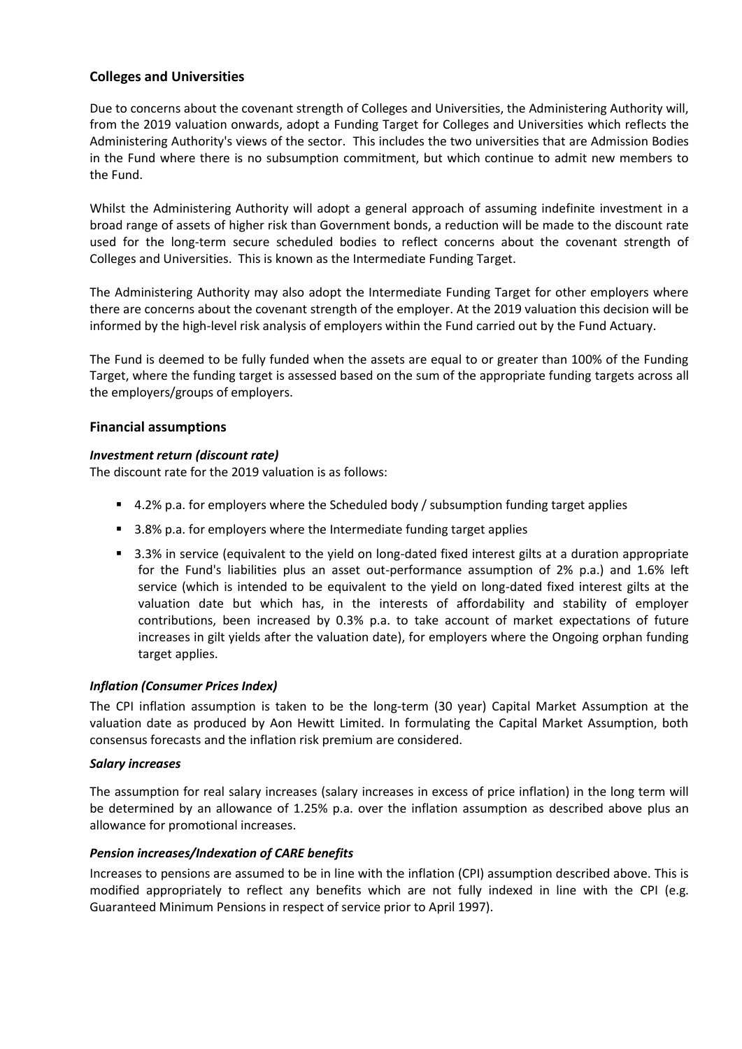## Colleges and Universities

Due to concerns about the covenant strength of Colleges and Universities, the Administering Authority will, from the 2019 valuation onwards, adopt a Funding Target for Colleges and Universities which reflects the Administering Authority's views of the sector. This includes the two universities that are Admission Bodies in the Fund where there is no subsumption commitment, but which continue to admit new members to the Fund.

Whilst the Administering Authority will adopt a general approach of assuming indefinite investment in a broad range of assets of higher risk than Government bonds, a reduction will be made to the discount rate used for the long-term secure scheduled bodies to reflect concerns about the covenant strength of Colleges and Universities. This is known as the Intermediate Funding Target.

The Administering Authority may also adopt the Intermediate Funding Target for other employers where there are concerns about the covenant strength of the employer. At the 2019 valuation this decision will be informed by the high-level risk analysis of employers within the Fund carried out by the Fund Actuary.

The Fund is deemed to be fully funded when the assets are equal to or greater than 100% of the Funding Target, where the funding target is assessed based on the sum of the appropriate funding targets across all the employers/groups of employers.

## Financial assumptions

***Investment return (discount rate)***

The discount rate for the 2019 valuation is as follows:

- 4.2% p.a. for employers where the Scheduled body / subsumption funding target applies
- 3.8% p.a. for employers where the Intermediate funding target applies
- 3.3% in service (equivalent to the yield on long-dated fixed interest gilts at a duration appropriate for the Fund's liabilities plus an asset out-performance assumption of 2% p.a.) and 1.6% left service (which is intended to be equivalent to the yield on long-dated fixed interest gilts at the valuation date but which has, in the interests of affordability and stability of employer contributions, been increased by 0.3% p.a. to take account of market expectations of future increases in gilt yields after the valuation date), for employers where the Ongoing orphan funding target applies.

***Inflation (Consumer Prices Index)***

The CPI inflation assumption is taken to be the long-term (30 year) Capital Market Assumption at the valuation date as produced by Aon Hewitt Limited. In formulating the Capital Market Assumption, both consensus forecasts and the inflation risk premium are considered.

***Salary increases***

The assumption for real salary increases (salary increases in excess of price inflation) in the long term will be determined by an allowance of 1.25% p.a. over the inflation assumption as described above plus an allowance for promotional increases.

***Pension increases/Indexation of CARE benefits***

Increases to pensions are assumed to be in line with the inflation (CPI) assumption described above. This is modified appropriately to reflect any benefits which are not fully indexed in line with the CPI (e.g. Guaranteed Minimum Pensions in respect of service prior to April 1997).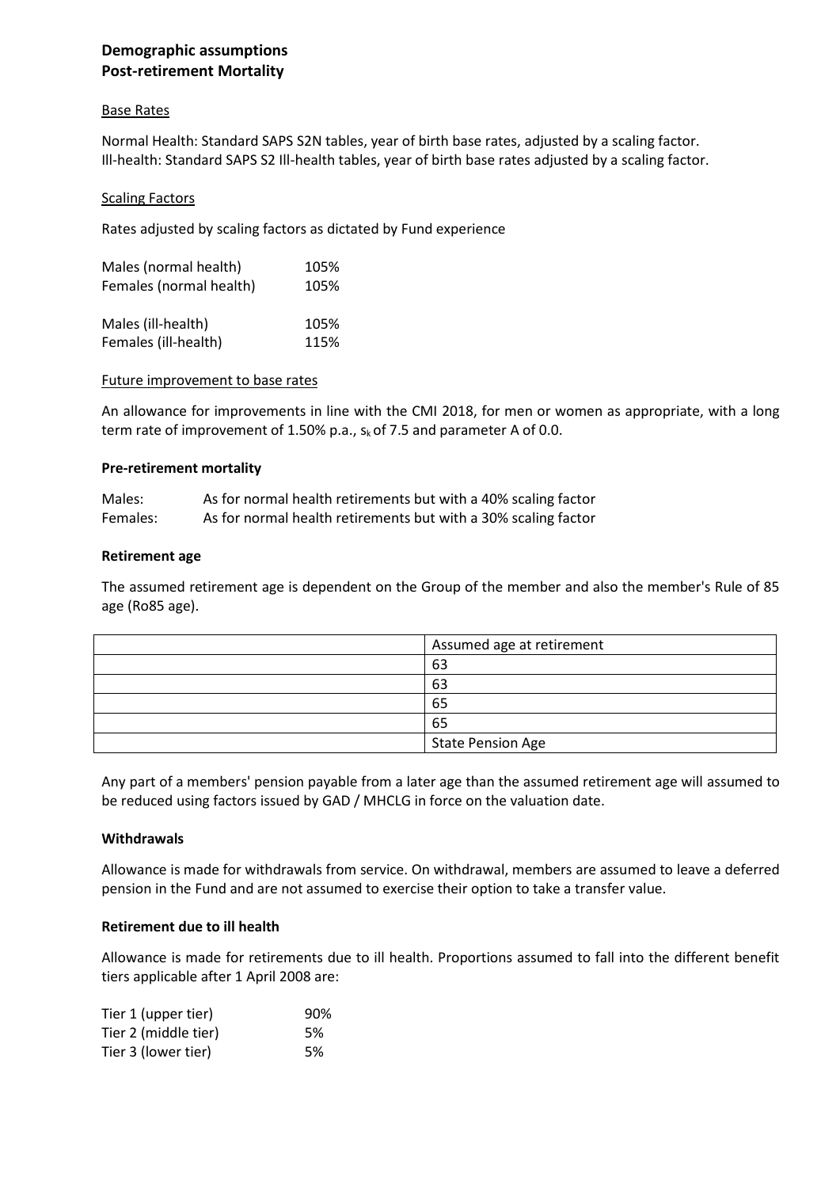## Demographic assumptions

### Post-retirement Mortality

Base Rates

Normal Health: Standard SAPS S2N tables, year of birth base rates, adjusted by a scaling factor.
Ill-health: Standard SAPS S2 Ill-health tables, year of birth base rates adjusted by a scaling factor.

Scaling Factors

Rates adjusted by scaling factors as dictated by Fund experience

| | |
|---|---|
| Males (normal health) | 105% |
| Females (normal health) | 105% |
| | |
| Males (ill-health) | 105% |
| Females (ill-health) | 115% |

Future improvement to base rates

An allowance for improvements in line with the CMI 2018, for men or women as appropriate, with a long term rate of improvement of 1.50% p.a., $s_k$ of 7.5 and parameter A of 0.0.

### Pre-retirement mortality

| | |
|---|---|
| Males: | As for normal health retirements but with a 40% scaling factor |
| Females: | As for normal health retirements but with a 30% scaling factor |

### Retirement age

The assumed retirement age is dependent on the Group of the member and also the member's Rule of 85 age (Ro85 age).

| | Assumed age at retirement |
|---|---|
| | 63 |
| | 63 |
| | 65 |
| | 65 |
| | State Pension Age |

Any part of a members' pension payable from a later age than the assumed retirement age will assumed to be reduced using factors issued by GAD / MHCLG in force on the valuation date.

### Withdrawals

Allowance is made for withdrawals from service. On withdrawal, members are assumed to leave a deferred pension in the Fund and are not assumed to exercise their option to take a transfer value.

### Retirement due to ill health

Allowance is made for retirements due to ill health. Proportions assumed to fall into the different benefit tiers applicable after 1 April 2008 are:

| | |
|---|---|
| Tier 1 (upper tier) | 90% |
| Tier 2 (middle tier) | 5% |
| Tier 3 (lower tier) | 5% |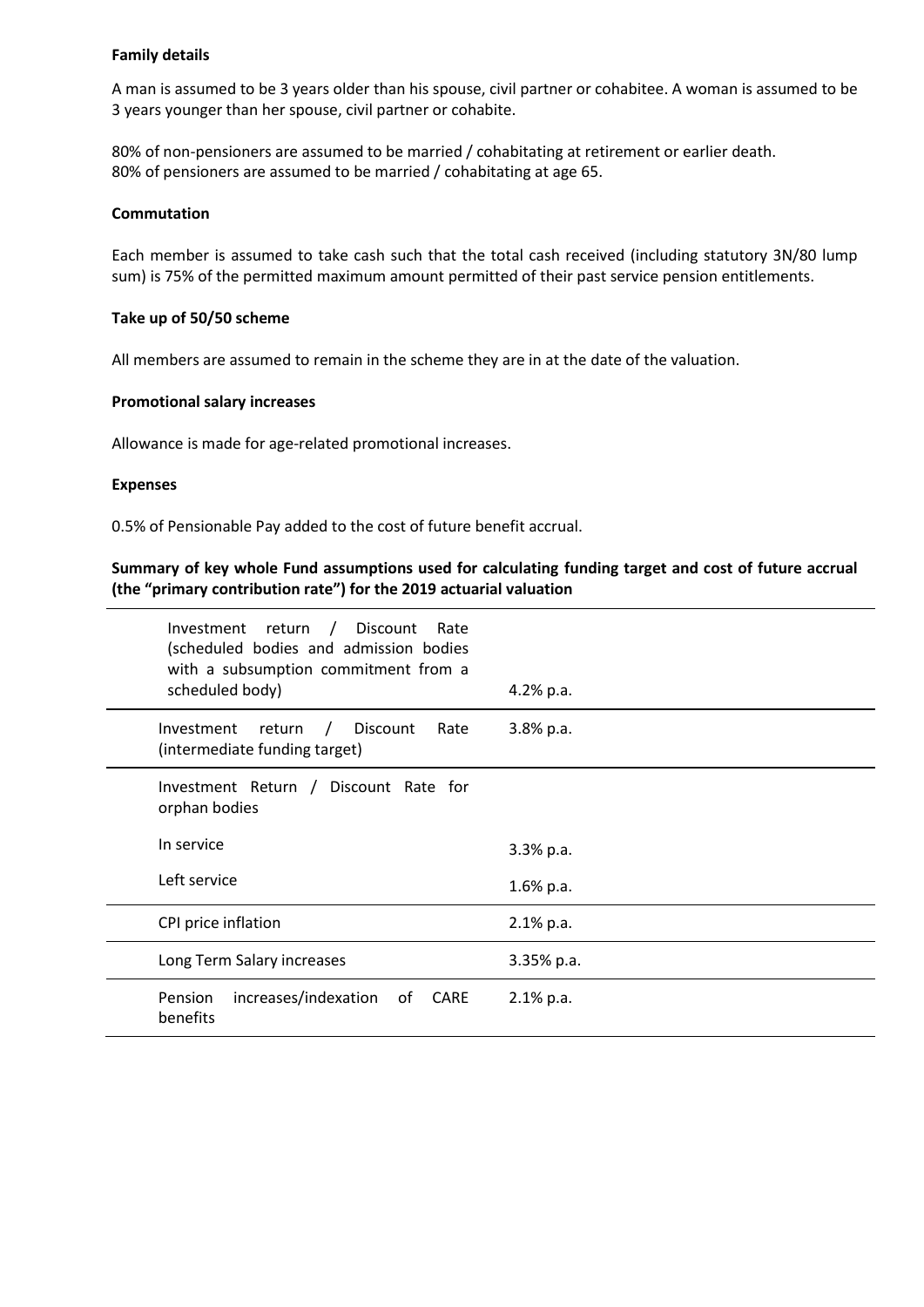**Family details**

A man is assumed to be 3 years older than his spouse, civil partner or cohabitee. A woman is assumed to be 3 years younger than her spouse, civil partner or cohabite.

80% of non-pensioners are assumed to be married / cohabitating at retirement or earlier death.
80% of pensioners are assumed to be married / cohabitating at age 65.

**Commutation**

Each member is assumed to take cash such that the total cash received (including statutory 3N/80 lump sum) is 75% of the permitted maximum amount permitted of their past service pension entitlements.

**Take up of 50/50 scheme**

All members are assumed to remain in the scheme they are in at the date of the valuation.

**Promotional salary increases**

Allowance is made for age-related promotional increases.

**Expenses**

0.5% of Pensionable Pay added to the cost of future benefit accrual.

**Summary of key whole Fund assumptions used for calculating funding target and cost of future accrual (the "primary contribution rate") for the 2019 actuarial valuation**

| | |
|---|---|
| Investment return / Discount Rate (scheduled bodies and admission bodies with a subsumption commitment from a scheduled body) | 4.2% p.a. |
| Investment return / Discount Rate (intermediate funding target) | 3.8% p.a. |
| Investment Return / Discount Rate for orphan bodies | |
| In service | 3.3% p.a. |
| Left service | 1.6% p.a. |
| CPI price inflation | 2.1% p.a. |
| Long Term Salary increases | 3.35% p.a. |
| Pension increases/indexation of CARE benefits | 2.1% p.a. |